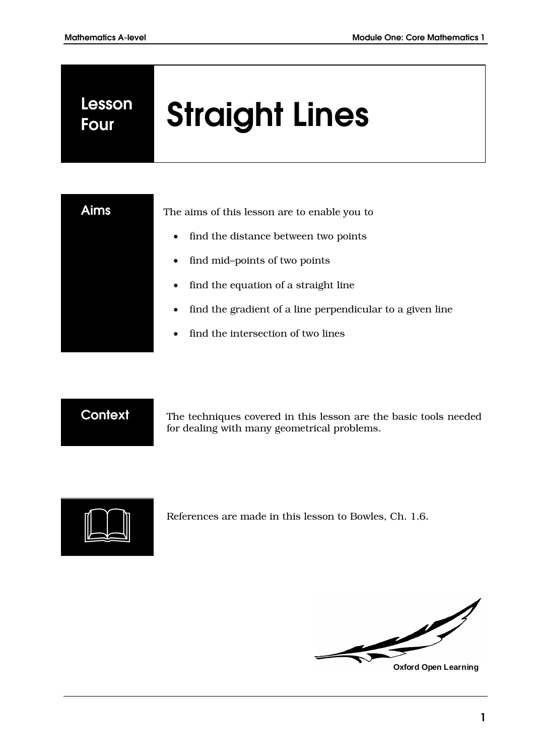# Lesson Four: Straight Lines

## Aims

The aims of this lesson are to enable you to

- find the distance between two points
- find mid–points of two points
- find the equation of a straight line
- find the gradient of a line perpendicular to a given line
- find the intersection of two lines

## Context

The techniques covered in this lesson are the basic tools needed for dealing with many geometrical problems.

References are made in this lesson to Bowles, Ch. 1.6.

Oxford Open Learning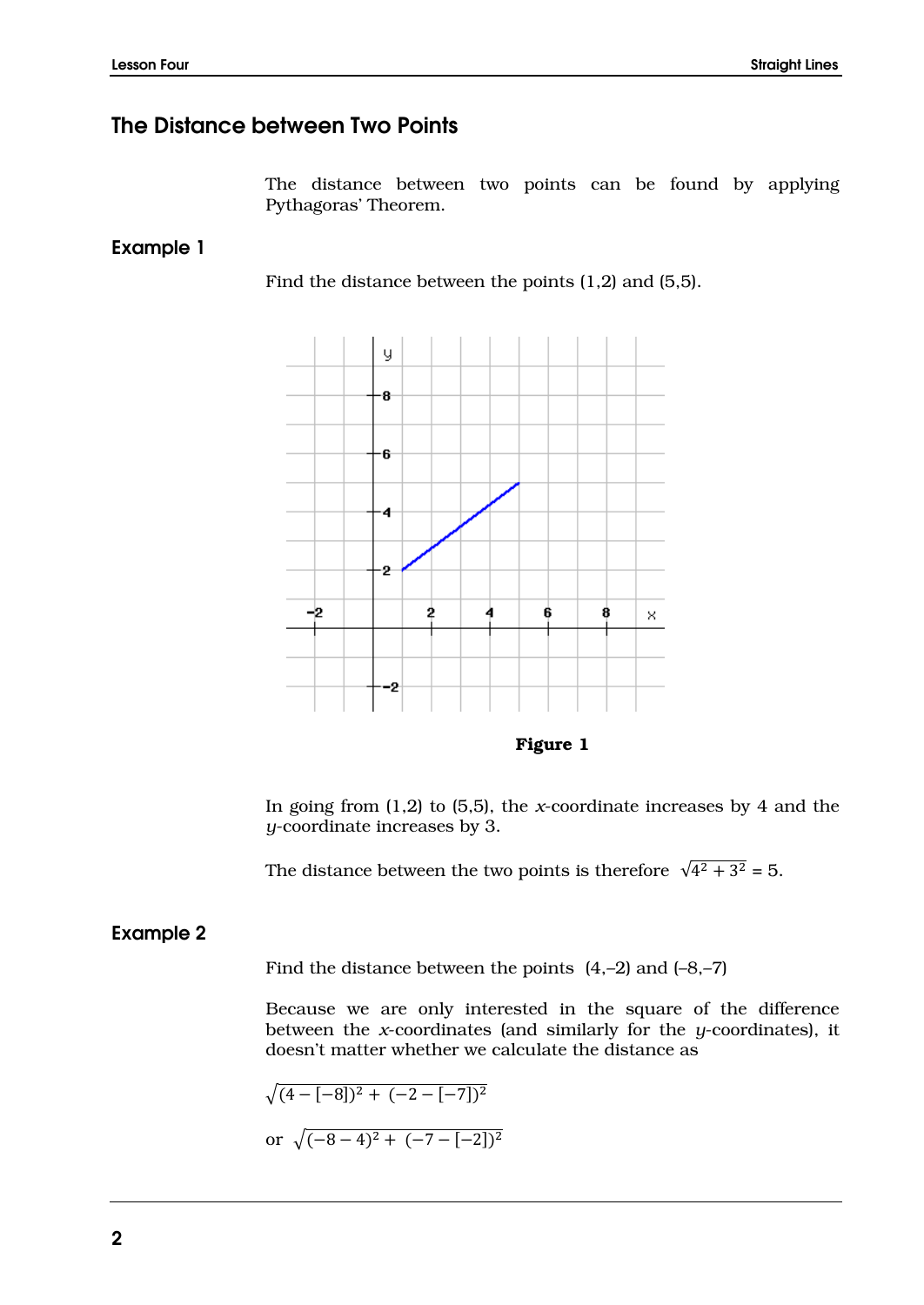## The Distance between Two Points

The distance between two points can be found by applying Pythagoras' Theorem.

### Example 1

Find the distance between the points (1,2) and (5,5).

**Figure 1**

In going from (1,2) to (5,5), the $x$-coordinate increases by 4 and the $y$-coordinate increases by 3.

The distance between the two points is therefore $\sqrt{4^2 + 3^2} = 5$.

### Example 2

Find the distance between the points (4,–2) and (–8,–7)

Because we are only interested in the square of the difference between the $x$-coordinates (and similarly for the $y$-coordinates), it doesn't matter whether we calculate the distance as

$$\sqrt{(4 - [-8])^2 + (-2 - [-7])^2}$$

or $\sqrt{(-8 - 4)^2 + (-7 - [-2])^2}$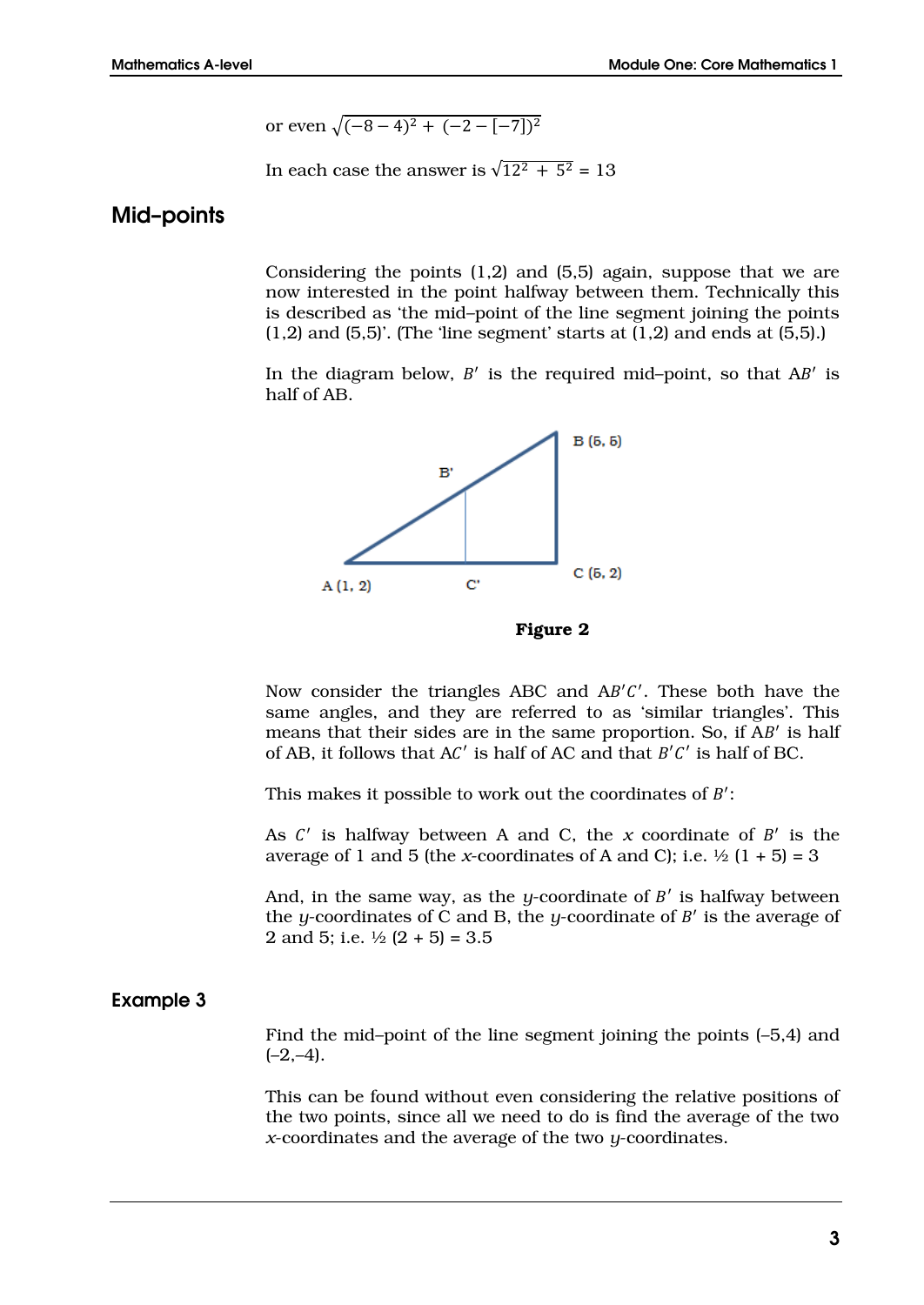or even $\sqrt{(-8-4)^2 + (-2-[-7])^2}$

In each case the answer is $\sqrt{12^2 + 5^2} = 13$

## Mid–points

Considering the points (1,2) and (5,5) again, suppose that we are now interested in the point halfway between them. Technically this is described as 'the mid–point of the line segment joining the points (1,2) and (5,5)'. (The 'line segment' starts at (1,2) and ends at (5,5).)

In the diagram below, $B'$ is the required mid–point, so that A$B'$ is half of AB.

**Figure 2**

Now consider the triangles ABC and A$B'C'$. These both have the same angles, and they are referred to as 'similar triangles'. This means that their sides are in the same proportion. So, if A$B'$ is half of AB, it follows that A$C'$ is half of AC and that $B'C'$ is half of BC.

This makes it possible to work out the coordinates of $B'$:

As $C'$ is halfway between A and C, the $x$ coordinate of $B'$ is the average of 1 and 5 (the $x$-coordinates of A and C); i.e. ½ (1 + 5) = 3

And, in the same way, as the $y$-coordinate of $B'$ is halfway between the $y$-coordinates of C and B, the $y$-coordinate of $B'$ is the average of 2 and 5; i.e. ½ (2 + 5) = 3.5

### Example 3

Find the mid–point of the line segment joining the points (–5,4) and (–2,–4).

This can be found without even considering the relative positions of the two points, since all we need to do is find the average of the two $x$-coordinates and the average of the two $y$-coordinates.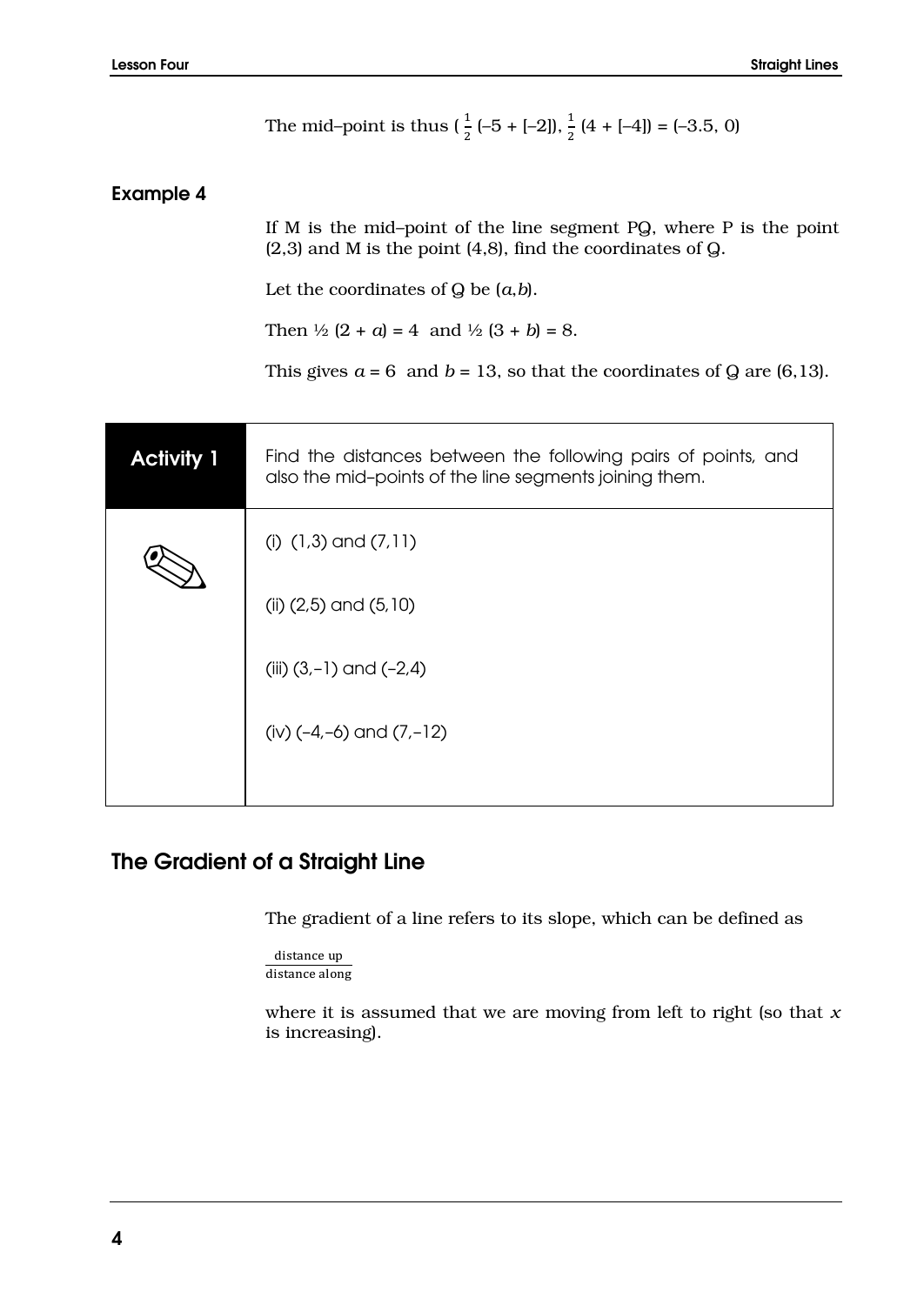The mid–point is thus $\left(\frac{1}{2}(-5 + [-2]), \frac{1}{2}(4 + [-4])\right) = (-3.5, 0)$

### Example 4

If M is the mid–point of the line segment PQ, where P is the point (2,3) and M is the point (4,8), find the coordinates of Q.

Let the coordinates of Q be $(a,b)$.

Then $\frac{1}{2}(2 + a) = 4$ and $\frac{1}{2}(3 + b) = 8$.

This gives $a = 6$ and $b = 13$, so that the coordinates of Q are (6,13).

| **Activity 1** | Find the distances between the following pairs of points, and also the mid–points of the line segments joining them. |
|---|---|
| | (i) (1,3) and (7,11)<br><br>(ii) (2,5) and (5,10)<br><br>(iii) (3,–1) and (–2,4)<br><br>(iv) (–4,–6) and (7,–12) |

## The Gradient of a Straight Line

The gradient of a line refers to its slope, which can be defined as

$$\frac{\text{distance up}}{\text{distance along}}$$

where it is assumed that we are moving from left to right (so that $x$ is increasing).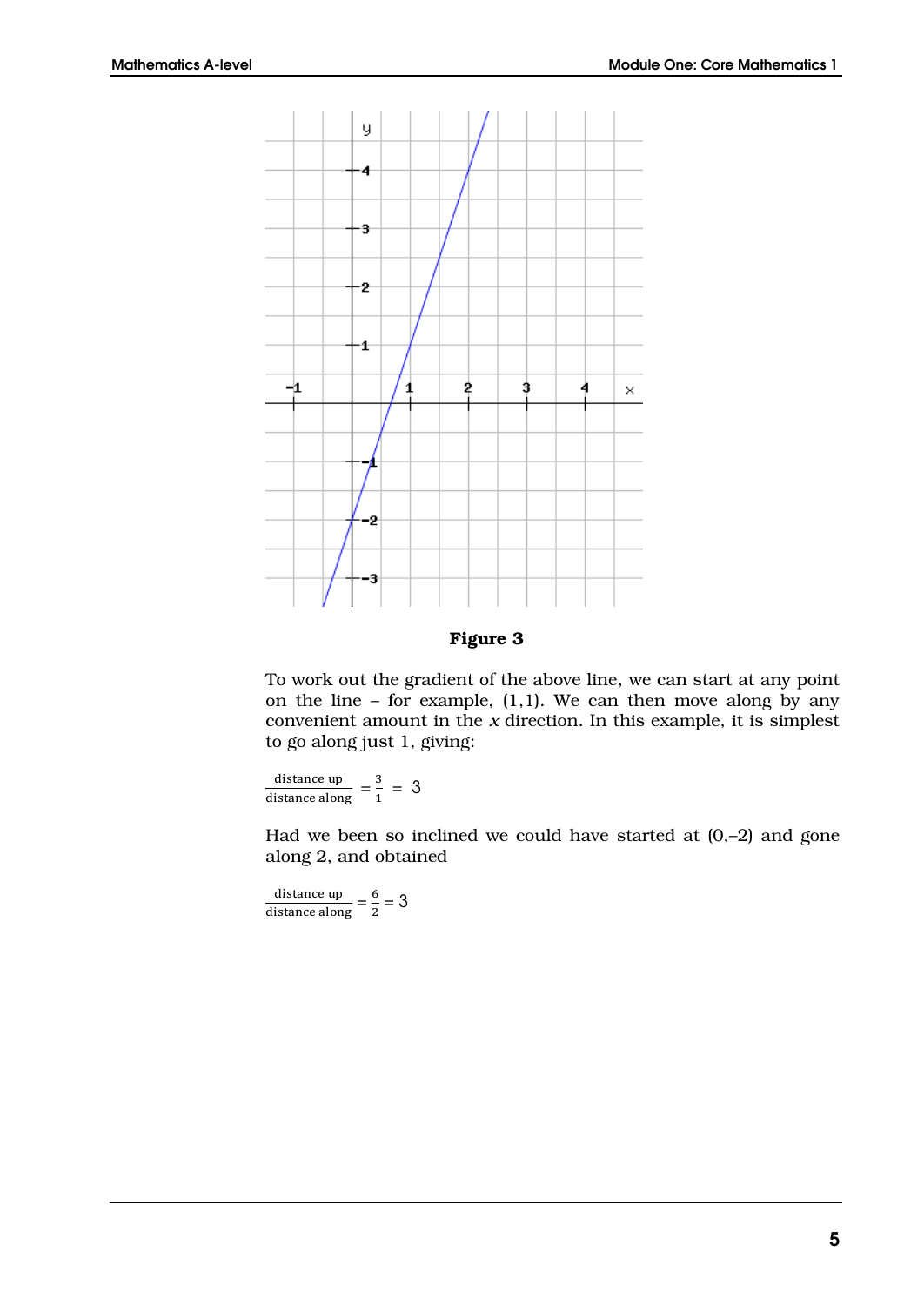**Figure 3**

To work out the gradient of the above line, we can start at any point on the line – for example, (1,1). We can then move along by any convenient amount in the $x$ direction. In this example, it is simplest to go along just 1, giving:

$$\frac{\text{distance up}}{\text{distance along}} = \frac{3}{1} = 3$$

Had we been so inclined we could have started at (0,–2) and gone along 2, and obtained

$$\frac{\text{distance up}}{\text{distance along}} = \frac{6}{2} = 3$$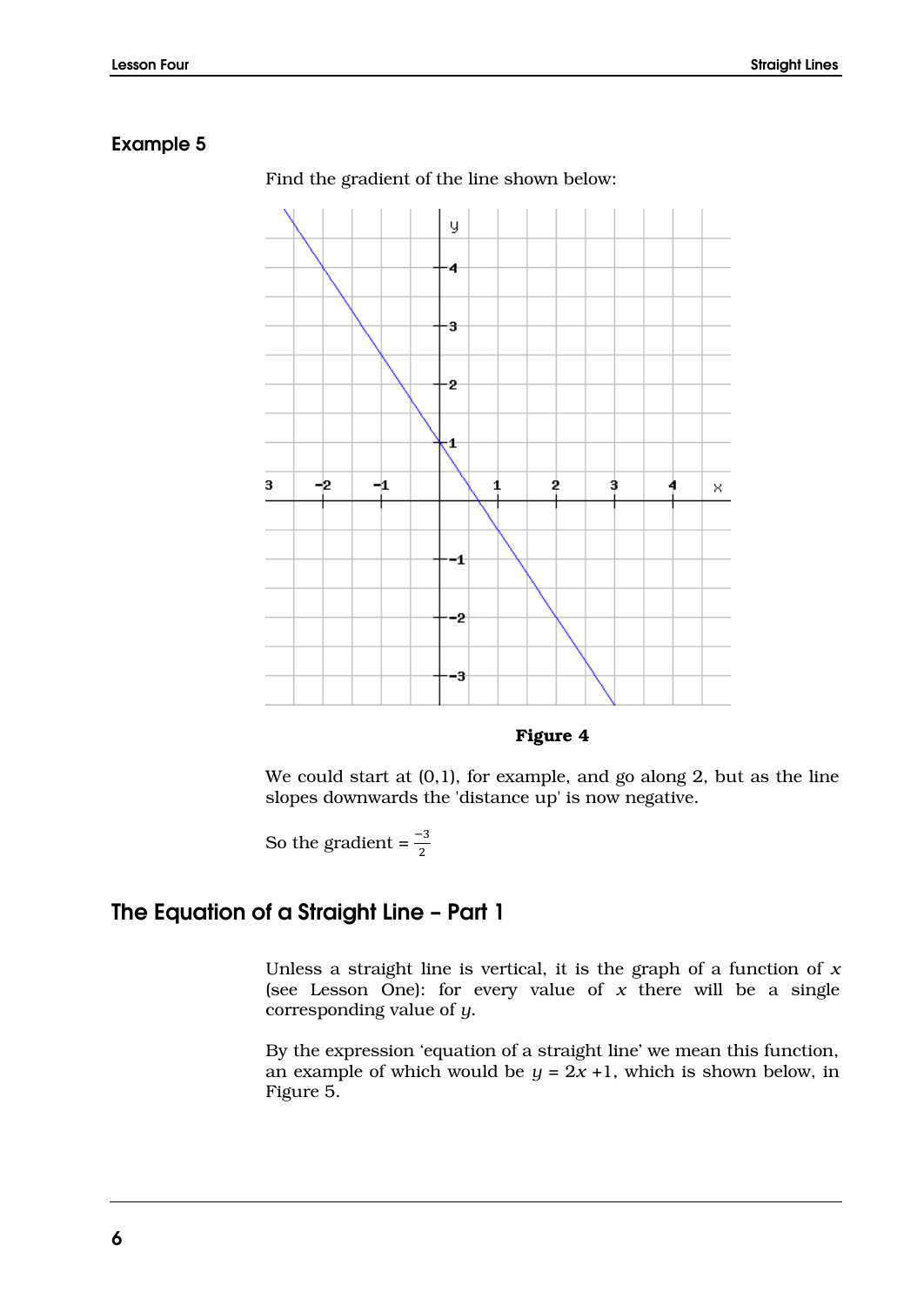### Example 5

Find the gradient of the line shown below:

**Figure 4**

We could start at (0,1), for example, and go along 2, but as the line slopes downwards the 'distance up' is now negative.

So the gradient = $\frac{-3}{2}$

## The Equation of a Straight Line – Part 1

Unless a straight line is vertical, it is the graph of a function of $x$ (see Lesson One): for every value of $x$ there will be a single corresponding value of $y$.

By the expression 'equation of a straight line' we mean this function, an example of which would be $y = 2x + 1$, which is shown below, in Figure 5.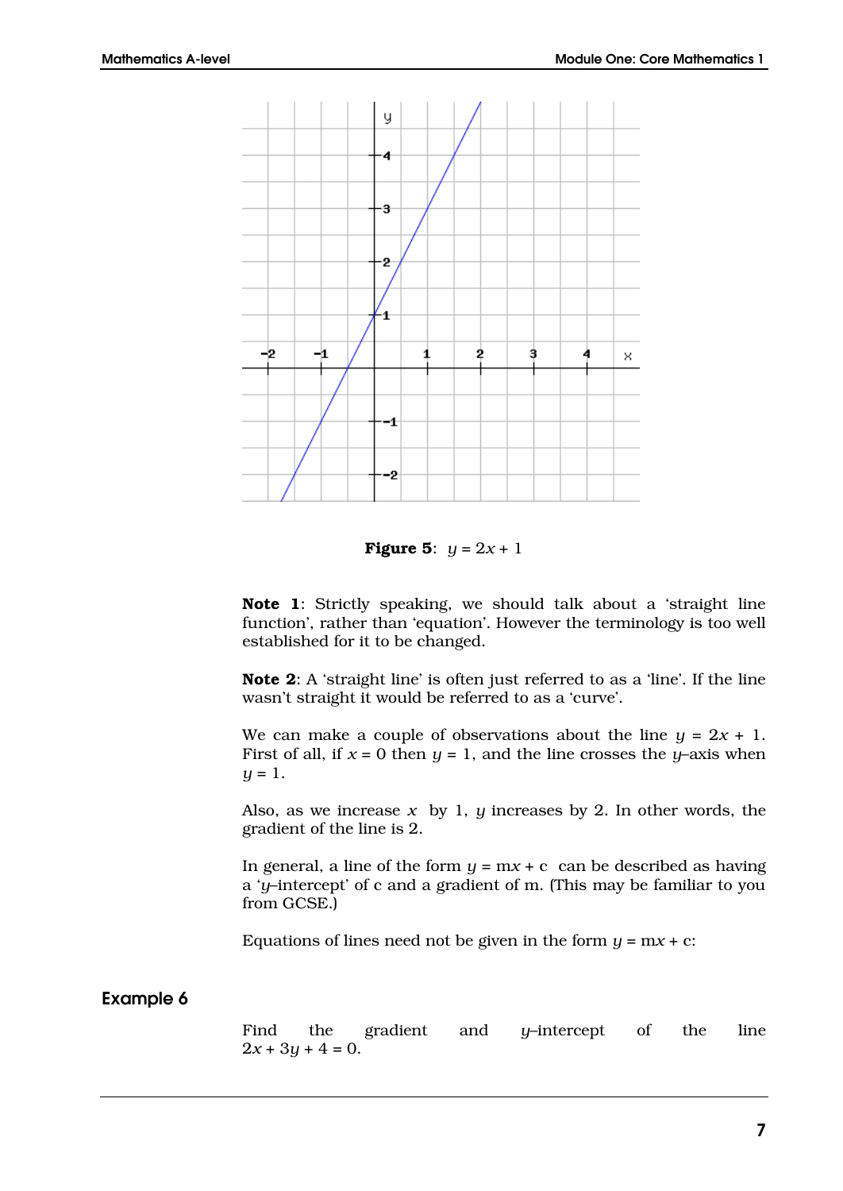**Figure 5**: $y = 2x + 1$

**Note 1**: Strictly speaking, we should talk about a 'straight line function', rather than 'equation'. However the terminology is too well established for it to be changed.

**Note 2**: A 'straight line' is often just referred to as a 'line'. If the line wasn't straight it would be referred to as a 'curve'.

We can make a couple of observations about the line $y = 2x + 1$. First of all, if $x = 0$ then $y = 1$, and the line crosses the $y$–axis when $y = 1$.

Also, as we increase $x$ by 1, $y$ increases by 2. In other words, the gradient of the line is 2.

In general, a line of the form $y = mx + c$ can be described as having a '$y$–intercept' of c and a gradient of m. (This may be familiar to you from GCSE.)

Equations of lines need not be given in the form $y = mx + c$:

## Example 6

Find the gradient and $y$–intercept of the line $2x + 3y + 4 = 0$.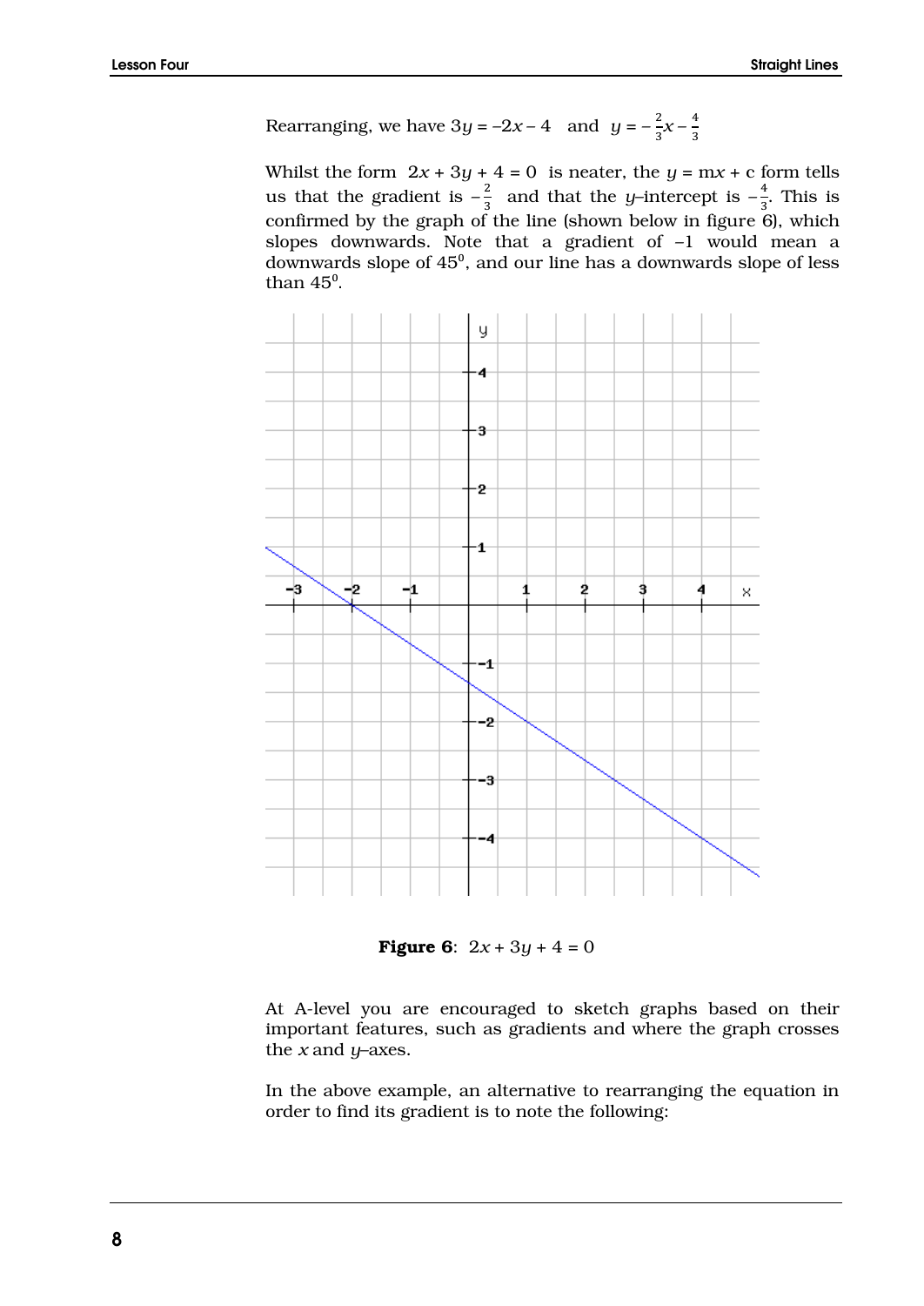Rearranging, we have $3y = -2x - 4$ and $y = -\frac{2}{3}x - \frac{4}{3}$

Whilst the form $2x + 3y + 4 = 0$ is neater, the $y = mx + c$ form tells us that the gradient is $-\frac{2}{3}$ and that the $y$–intercept is $-\frac{4}{3}$. This is confirmed by the graph of the line (shown below in figure 6), which slopes downwards. Note that a gradient of $-1$ would mean a downwards slope of $45^0$, and our line has a downwards slope of less than $45^0$.

**Figure 6**: $2x + 3y + 4 = 0$

At A-level you are encouraged to sketch graphs based on their important features, such as gradients and where the graph crosses the $x$ and $y$–axes.

In the above example, an alternative to rearranging the equation in order to find its gradient is to note the following: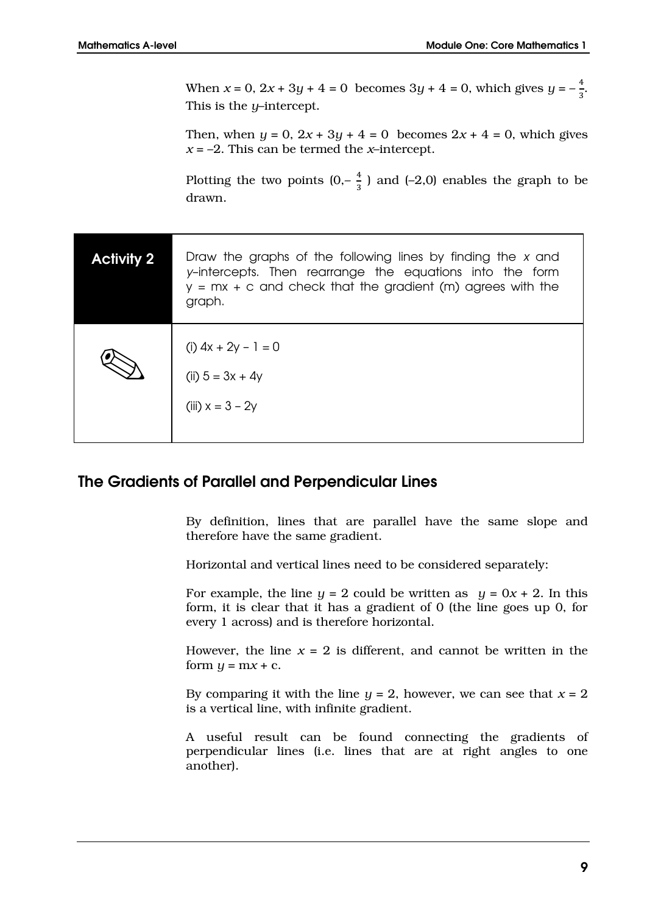When $x = 0$, $2x + 3y + 4 = 0$ becomes $3y + 4 = 0$, which gives $y = -\frac{4}{3}$. This is the $y$–intercept.

Then, when $y = 0$, $2x + 3y + 4 = 0$ becomes $2x + 4 = 0$, which gives $x = -2$. This can be termed the $x$–intercept.

Plotting the two points $(0, -\frac{4}{3})$ and $(-2, 0)$ enables the graph to be drawn.

**Activity 2**

Draw the graphs of the following lines by finding the $x$ and $y$–intercepts. Then rearrange the equations into the form $y = mx + c$ and check that the gradient (m) agrees with the graph.

(i) $4x + 2y - 1 = 0$

(ii) $5 = 3x + 4y$

(iii) $x = 3 - 2y$

## The Gradients of Parallel and Perpendicular Lines

By definition, lines that are parallel have the same slope and therefore have the same gradient.

Horizontal and vertical lines need to be considered separately:

For example, the line $y = 2$ could be written as $y = 0x + 2$. In this form, it is clear that it has a gradient of 0 (the line goes up 0, for every 1 across) and is therefore horizontal.

However, the line $x = 2$ is different, and cannot be written in the form $y = mx + c$.

By comparing it with the line $y = 2$, however, we can see that $x = 2$ is a vertical line, with infinite gradient.

A useful result can be found connecting the gradients of perpendicular lines (i.e. lines that are at right angles to one another).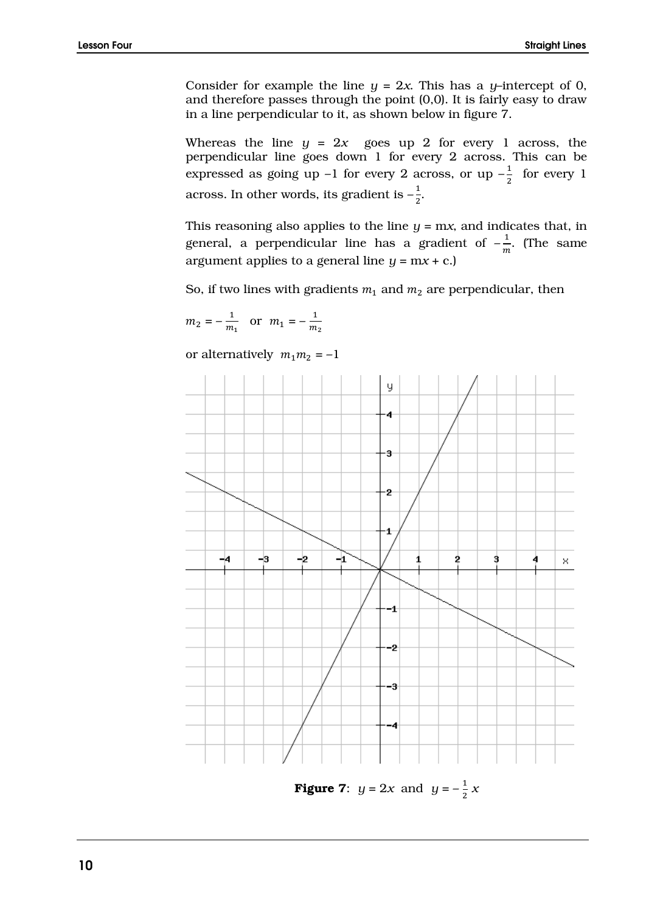Consider for example the line $y = 2x$. This has a $y$–intercept of 0, and therefore passes through the point (0,0). It is fairly easy to draw in a line perpendicular to it, as shown below in figure 7.

Whereas the line $y = 2x$ goes up 2 for every 1 across, the perpendicular line goes down 1 for every 2 across. This can be expressed as going up –1 for every 2 across, or up $-\frac{1}{2}$ for every 1 across. In other words, its gradient is $-\frac{1}{2}$.

This reasoning also applies to the line $y = mx$, and indicates that, in general, a perpendicular line has a gradient of $-\frac{1}{m}$. (The same argument applies to a general line $y = mx + c$.)

So, if two lines with gradients $m_1$ and $m_2$ are perpendicular, then

$$m_2 = -\frac{1}{m_1} \quad \text{or} \quad m_1 = -\frac{1}{m_2}$$

or alternatively $m_1 m_2 = -1$

**Figure 7**: $y = 2x$ and $y = -\frac{1}{2}x$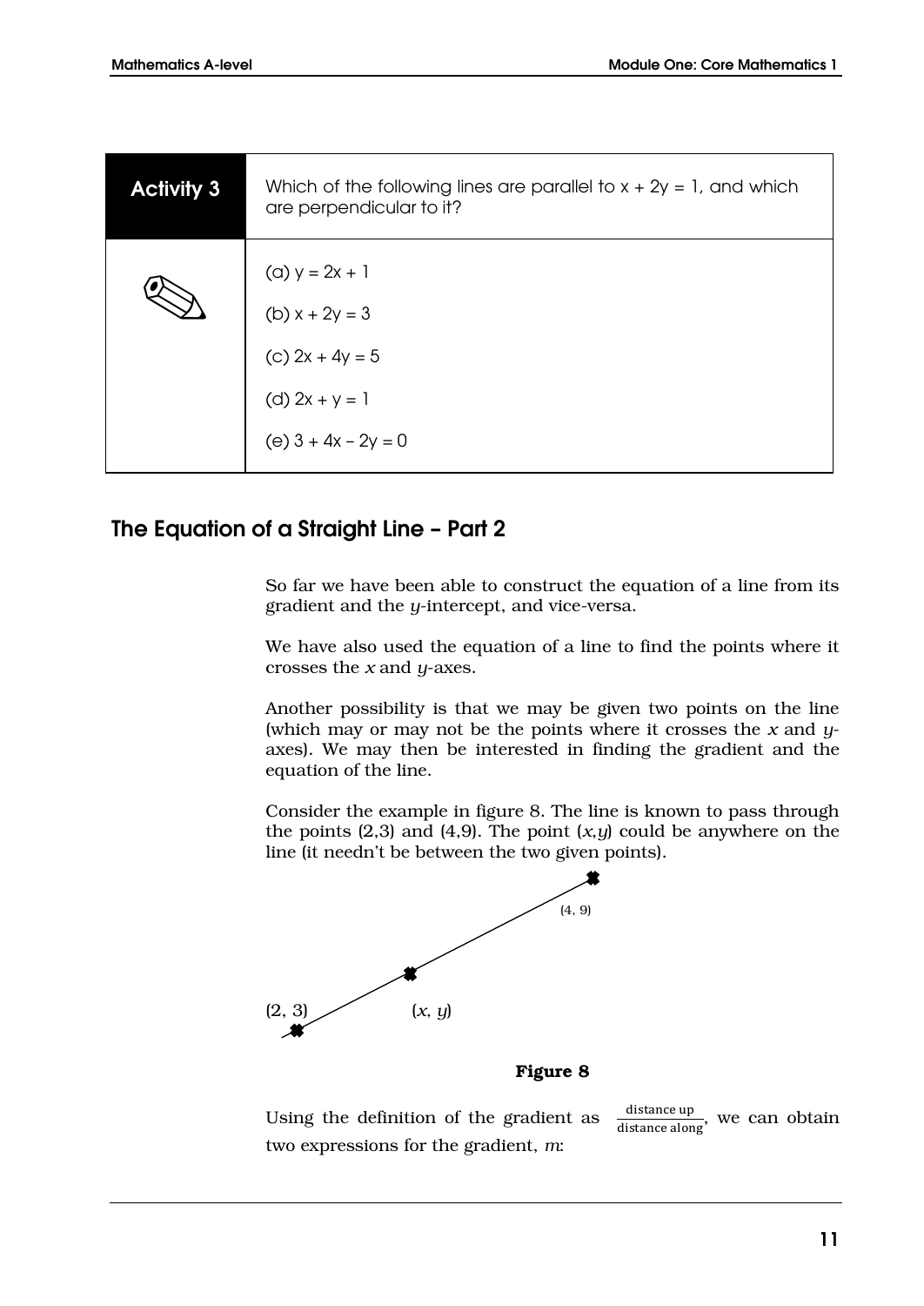| Activity 3 | Which of the following lines are parallel to $x + 2y = 1$, and which are perpendicular to it? |
|---|---|
| | (a) $y = 2x + 1$<br>(b) $x + 2y = 3$<br>(c) $2x + 4y = 5$<br>(d) $2x + y = 1$<br>(e) $3 + 4x - 2y = 0$ |

## The Equation of a Straight Line – Part 2

So far we have been able to construct the equation of a line from its gradient and the $y$-intercept, and vice-versa.

We have also used the equation of a line to find the points where it crosses the $x$ and $y$-axes.

Another possibility is that we may be given two points on the line (which may or may not be the points where it crosses the $x$ and $y$-axes). We may then be interested in finding the gradient and the equation of the line.

Consider the example in figure 8. The line is known to pass through the points (2,3) and (4,9). The point $(x,y)$ could be anywhere on the line (it needn't be between the two given points).

(4, 9)

(2, 3) $(x, y)$

**Figure 8**

Using the definition of the gradient as $\frac{\text{distance up}}{\text{distance along}}$, we can obtain two expressions for the gradient, $m$: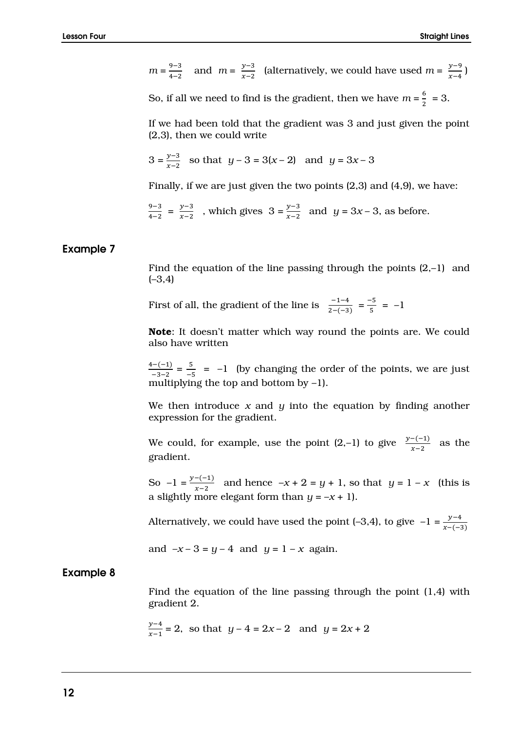$m = \frac{9-3}{4-2}$ and $m = \frac{y-3}{x-2}$ (alternatively, we could have used $m = \frac{y-9}{x-4}$)

So, if all we need to find is the gradient, then we have $m = \frac{6}{2} = 3$.

If we had been told that the gradient was 3 and just given the point (2,3), then we could write

$3 = \frac{y-3}{x-2}$ so that $y - 3 = 3(x - 2)$ and $y = 3x - 3$

Finally, if we are just given the two points (2,3) and (4,9), we have:

$\frac{9-3}{4-2} = \frac{y-3}{x-2}$, which gives $3 = \frac{y-3}{x-2}$ and $y = 3x - 3$, as before.

### Example 7

Find the equation of the line passing through the points (2,–1) and (–3,4)

First of all, the gradient of the line is $\frac{-1-4}{2-(-3)} = \frac{-5}{5} = -1$

**Note**: It doesn't matter which way round the points are. We could also have written

$\frac{4-(-1)}{-3-2} = \frac{5}{-5} = -1$ (by changing the order of the points, we are just multiplying the top and bottom by –1).

We then introduce $x$ and $y$ into the equation by finding another expression for the gradient.

We could, for example, use the point (2,–1) to give $\frac{y-(-1)}{x-2}$ as the gradient.

So $-1 = \frac{y-(-1)}{x-2}$ and hence $-x + 2 = y + 1$, so that $y = 1 - x$ (this is a slightly more elegant form than $y = -x + 1$).

Alternatively, we could have used the point (–3,4), to give $-1 = \frac{y-4}{x-(-3)}$

and $-x - 3 = y - 4$ and $y = 1 - x$ again.

### Example 8

Find the equation of the line passing through the point (1,4) with gradient 2.

$\frac{y-4}{x-1} = 2$, so that $y - 4 = 2x - 2$ and $y = 2x + 2$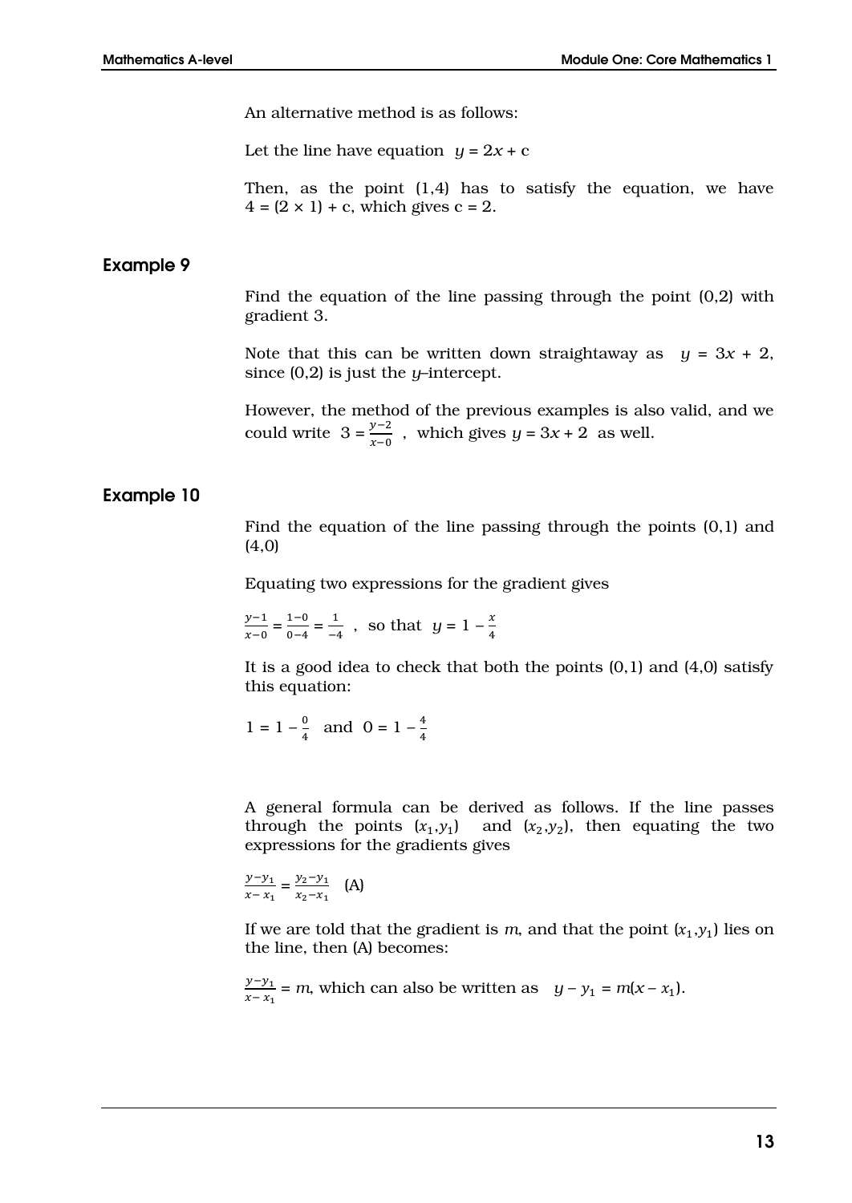An alternative method is as follows:

Let the line have equation $y = 2x + c$

Then, as the point (1,4) has to satisfy the equation, we have $4 = (2 \times 1) + c$, which gives $c = 2$.

## Example 9

Find the equation of the line passing through the point (0,2) with gradient 3.

Note that this can be written down straightaway as $y = 3x + 2$, since (0,2) is just the $y$–intercept.

However, the method of the previous examples is also valid, and we could write $3 = \frac{y-2}{x-0}$, which gives $y = 3x + 2$ as well.

## Example 10

Find the equation of the line passing through the points (0,1) and (4,0)

Equating two expressions for the gradient gives

$\frac{y-1}{x-0} = \frac{1-0}{0-4} = \frac{1}{-4}$, so that $y = 1 - \frac{x}{4}$

It is a good idea to check that both the points (0,1) and (4,0) satisfy this equation:

$1 = 1 - \frac{0}{4}$ and $0 = 1 - \frac{4}{4}$

A general formula can be derived as follows. If the line passes through the points $(x_1,y_1)$ and $(x_2,y_2)$, then equating the two expressions for the gradients gives

$$\frac{y-y_1}{x-x_1} = \frac{y_2-y_1}{x_2-x_1} \quad \text{(A)}$$

If we are told that the gradient is $m$, and that the point $(x_1,y_1)$ lies on the line, then (A) becomes:

$\frac{y-y_1}{x-x_1} = m$, which can also be written as $y - y_1 = m(x - x_1)$.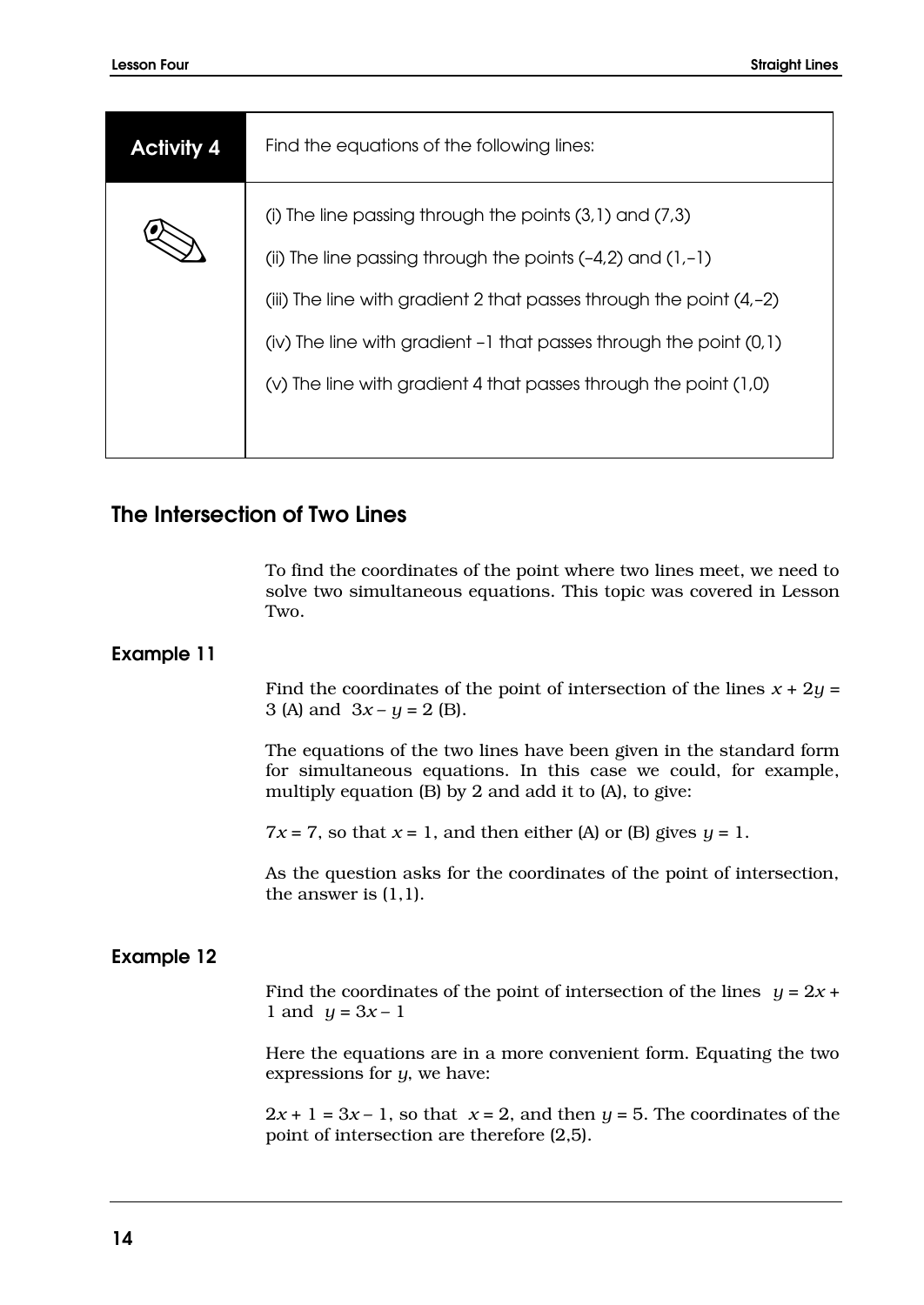| **Activity 4** | Find the equations of the following lines: |
|---|---|
| | (i) The line passing through the points (3,1) and (7,3)<br><br>(ii) The line passing through the points (–4,2) and (1,–1)<br><br>(iii) The line with gradient 2 that passes through the point (4,–2)<br><br>(iv) The line with gradient –1 that passes through the point (0,1)<br><br>(v) The line with gradient 4 that passes through the point (1,0) |

## The Intersection of Two Lines

To find the coordinates of the point where two lines meet, we need to solve two simultaneous equations. This topic was covered in Lesson Two.

### Example 11

Find the coordinates of the point of intersection of the lines $x + 2y = 3$ (A) and $3x - y = 2$ (B).

The equations of the two lines have been given in the standard form for simultaneous equations. In this case we could, for example, multiply equation (B) by 2 and add it to (A), to give:

$7x = 7$, so that $x = 1$, and then either (A) or (B) gives $y = 1$.

As the question asks for the coordinates of the point of intersection, the answer is (1,1).

### Example 12

Find the coordinates of the point of intersection of the lines $y = 2x + 1$ and $y = 3x - 1$

Here the equations are in a more convenient form. Equating the two expressions for $y$, we have:

$2x + 1 = 3x - 1$, so that $x = 2$, and then $y = 5$. The coordinates of the point of intersection are therefore (2,5).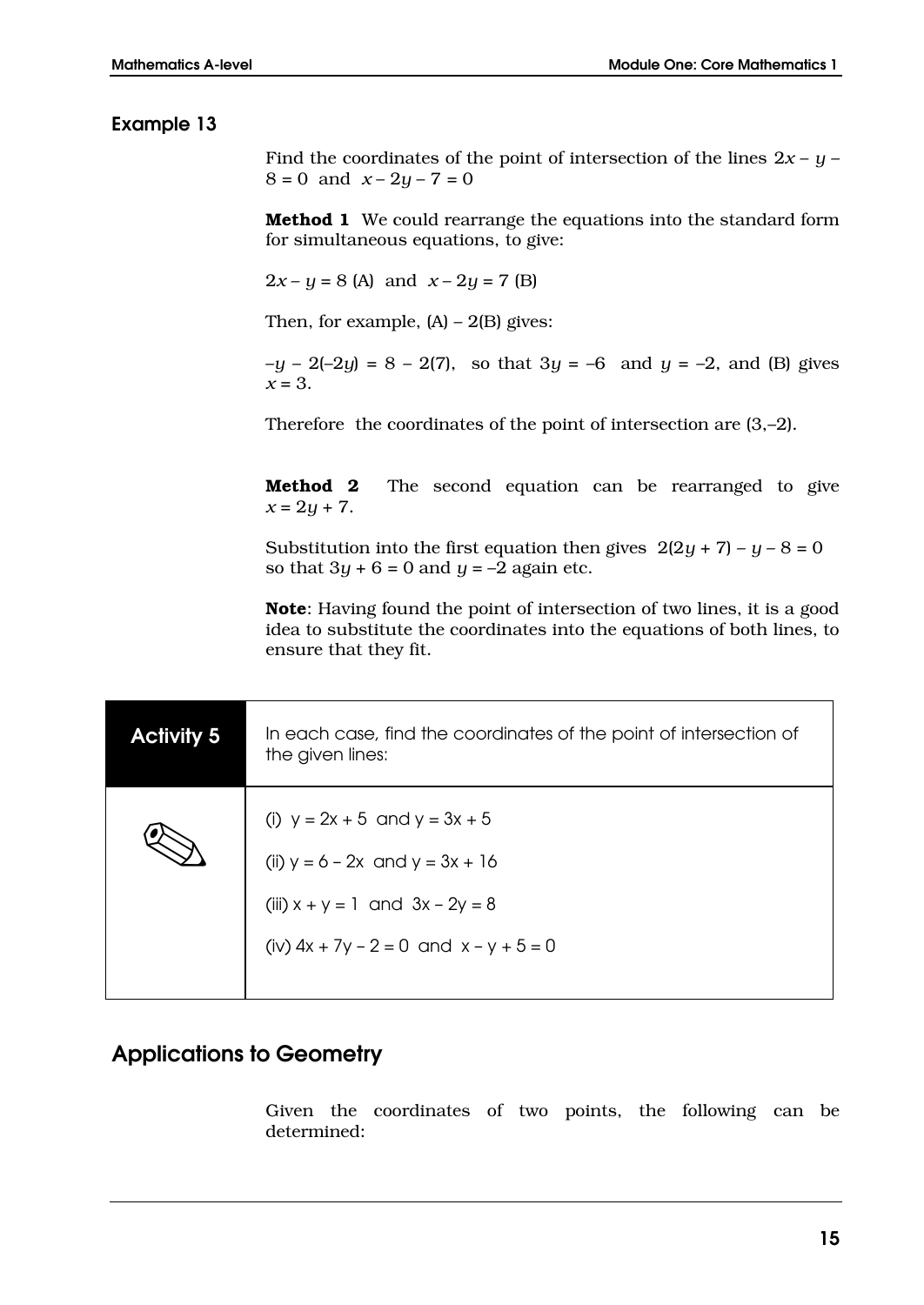### Example 13

Find the coordinates of the point of intersection of the lines $2x - y - 8 = 0$ and $x - 2y - 7 = 0$

**Method 1** We could rearrange the equations into the standard form for simultaneous equations, to give:

$2x - y = 8$ (A) and $x - 2y = 7$ (B)

Then, for example, (A) – 2(B) gives:

$-y - 2(-2y) = 8 - 2(7)$, so that $3y = -6$ and $y = -2$, and (B) gives $x = 3$.

Therefore the coordinates of the point of intersection are $(3, -2)$.

**Method 2** The second equation can be rearranged to give $x = 2y + 7$.

Substitution into the first equation then gives $2(2y + 7) - y - 8 = 0$ so that $3y + 6 = 0$ and $y = -2$ again etc.

**Note**: Having found the point of intersection of two lines, it is a good idea to substitute the coordinates into the equations of both lines, to ensure that they fit.

**Activity 5**

In each case, find the coordinates of the point of intersection of the given lines:

(i) $y = 2x + 5$ and $y = 3x + 5$

(ii) $y = 6 - 2x$ and $y = 3x + 16$

(iii) $x + y = 1$ and $3x - 2y = 8$

(iv) $4x + 7y - 2 = 0$ and $x - y + 5 = 0$

## Applications to Geometry

Given the coordinates of two points, the following can be determined: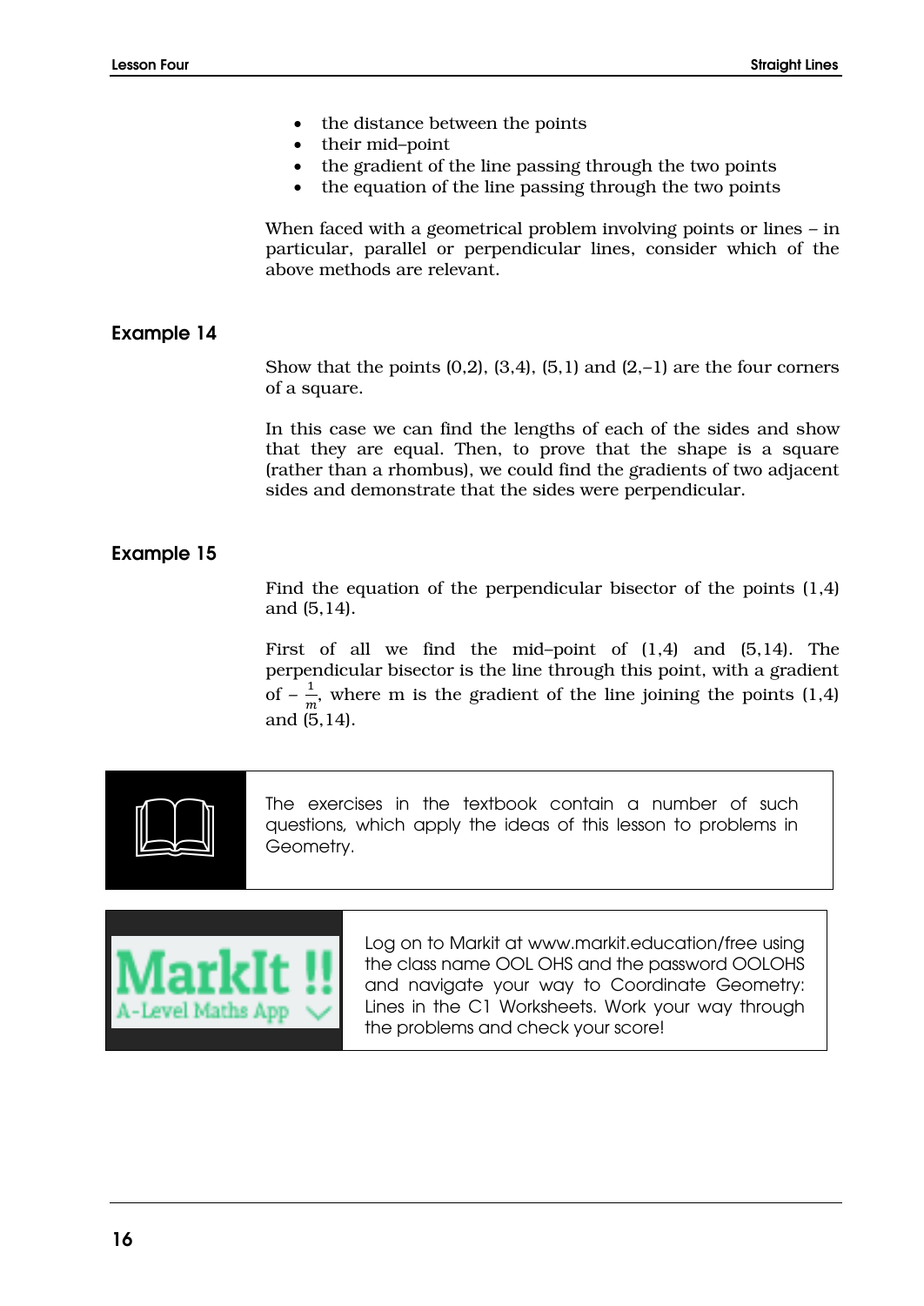- the distance between the points
- their mid–point
- the gradient of the line passing through the two points
- the equation of the line passing through the two points

When faced with a geometrical problem involving points or lines – in particular, parallel or perpendicular lines, consider which of the above methods are relevant.

### Example 14

Show that the points (0,2), (3,4), (5,1) and (2,–1) are the four corners of a square.

In this case we can find the lengths of each of the sides and show that they are equal. Then, to prove that the shape is a square (rather than a rhombus), we could find the gradients of two adjacent sides and demonstrate that the sides were perpendicular.

### Example 15

Find the equation of the perpendicular bisector of the points (1,4) and (5,14).

First of all we find the mid–point of (1,4) and (5,14). The perpendicular bisector is the line through this point, with a gradient of $-\frac{1}{m}$, where m is the gradient of the line joining the points (1,4) and (5,14).

The exercises in the textbook contain a number of such questions, which apply the ideas of this lesson to problems in Geometry.

MarkIt !! A-Level Maths App

Log on to Markit at www.markit.education/free using the class name OOL OHS and the password OOLOHS and navigate your way to Coordinate Geometry: Lines in the C1 Worksheets. Work your way through the problems and check your score!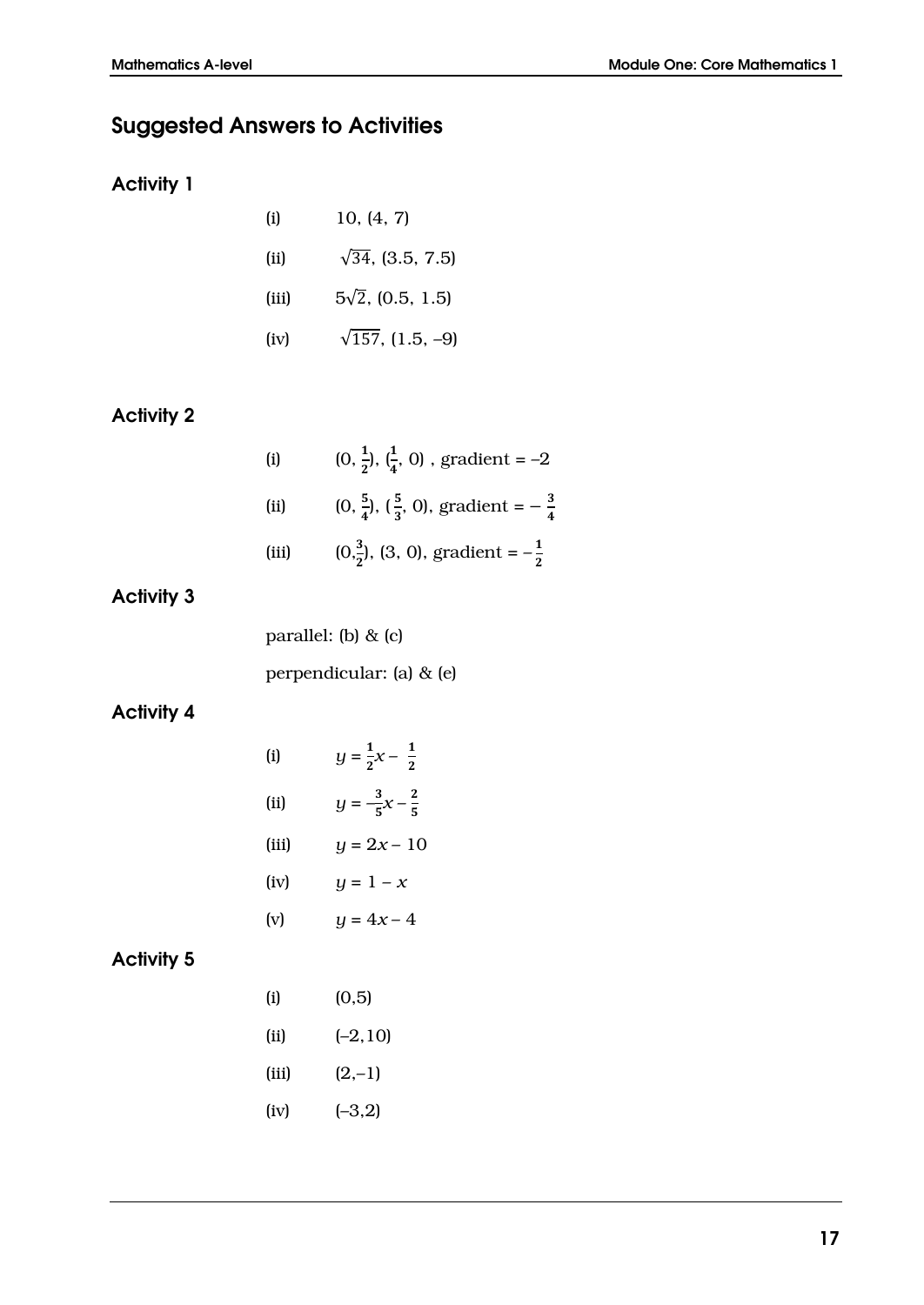## Suggested Answers to Activities

### Activity 1

(i) 10, (4, 7)

(ii) $\sqrt{34}$, (3.5, 7.5)

(iii) $5\sqrt{2}$, (0.5, 1.5)

(iv) $\sqrt{157}$, (1.5, –9)

### Activity 2

(i) $(0, \frac{1}{2})$, $(\frac{1}{4}, 0)$ , gradient = –2

(ii) $(0, \frac{5}{4})$, $(\frac{5}{3}, 0)$, gradient = $-\frac{3}{4}$

(iii) $(0,\frac{3}{2})$, (3, 0), gradient = $-\frac{1}{2}$

### Activity 3

parallel: (b) & (c)

perpendicular: (a) & (e)

### Activity 4

(i) $y = \frac{1}{2}x - \frac{1}{2}$

(ii) $y = -\frac{3}{5}x - \frac{2}{5}$

(iii) $y = 2x - 10$

(iv) $y = 1 - x$

(v) $y = 4x - 4$

### Activity 5

(i) (0,5)

(ii) (–2,10)

(iii) (2,–1)

(iv) (–3,2)